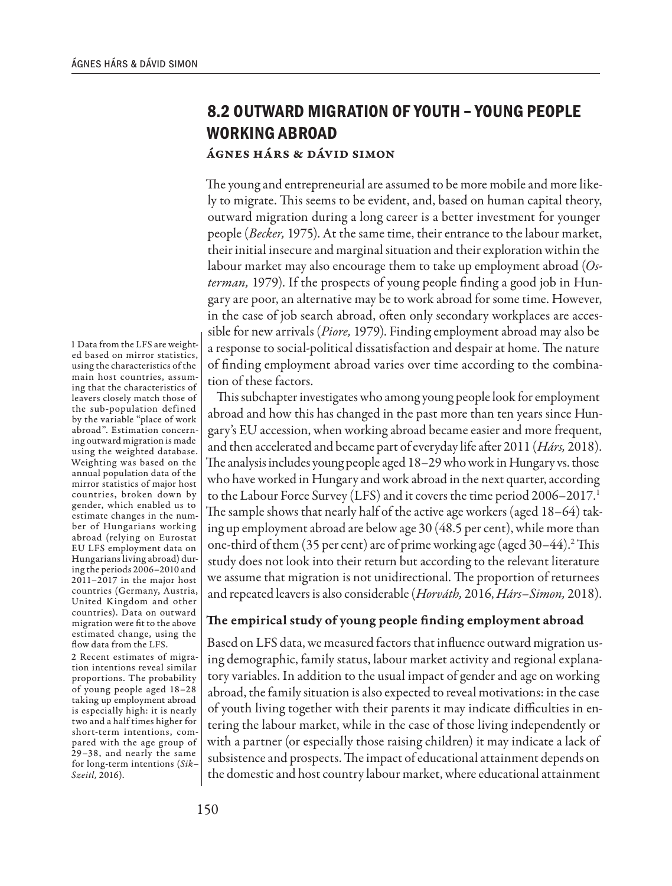# 8.2 OUTWARD MIGRATION OF YOUTH – YOUNG PEOPLE WORKING ABROAD

**Ágnes Hárs & Dávid Simon**

The young and entrepreneurial are assumed to be more mobile and more likely to migrate. This seems to be evident, and, based on human capital theory, outward migration during a long career is a better investment for younger people (*Becker,* 1975). At the same time, their entrance to the labour market, their initial insecure and marginal situation and their exploration within the labour market may also encourage them to take up employment abroad (*Osterman,* 1979). If the prospects of young people finding a good job in Hungary are poor, an alternative may be to work abroad for some time. However, in the case of job search abroad, often only secondary workplaces are accessible for new arrivals (*Piore,* 1979). Finding employment abroad may also be a response to social-political dissatisfaction and despair at home. The nature of finding employment abroad varies over time according to the combination of these factors.

This subchapter investigates who among young people look for employment abroad and how this has changed in the past more than ten years since Hungary's EU accession, when working abroad became easier and more frequent, and then accelerated and became part of everyday life after 2011 (*Hárs,* 2018). The analysis includes young people aged 18–29 who work in Hungary vs. those who have worked in Hungary and work abroad in the next quarter, according to the Labour Force Survey (LFS) and it covers the time period 2006–2017.[1] The sample shows that nearly half of the active age workers (aged 18–64) taking up employment abroad are below age 30 (48.5 per cent), while more than one-third of them (35 per cent) are of prime working age (aged 30–44).[2] This study does not look into their return but according to the relevant literature we assume that migration is not unidirectional. The proportion of returnees and repeated leavers is also considerable (*Horváth,* 2016, *Hárs–Simon,* 2018).

### The empirical study of young people finding employment abroad

Based on LFS data, we measured factors that influence outward migration using demographic, family status, labour market activity and regional explanatory variables. In addition to the usual impact of gender and age on working abroad, the family situation is also expected to reveal motivations: in the case of youth living together with their parents it may indicate difficulties in entering the labour market, while in the case of those living independently or with a partner (or especially those raising children) it may indicate a lack of subsistence and prospects. The impact of educational attainment depends on the domestic and host country labour market, where educational attainment

1 Data from the LFS are weighted based on mirror statistics, using the characteristics of the main host countries, assuming that the characteristics of leavers closely match those of the sub-population defined by the variable "place of work abroad". Estimation concerning outward migration is made using the weighted database. Weighting was based on the annual population data of the mirror statistics of major host countries, broken down by gender, which enabled us to estimate changes in the number of Hungarians working abroad (relying on Eurostat EU LFS employment data on Hungarians living abroad) during the periods 2006–2010 and 2011–2017 in the major host countries (Germany, Austria, United Kingdom and other countries). Data on outward migration were fit to the above estimated change, using the flow data from the LFS.

2 Recent estimates of migration intentions reveal similar proportions. The probability of young people aged 18–28 taking up employment abroad is especially high: it is nearly two and a half times higher for short-term intentions, compared with the age group of 29–38, and nearly the same for long-term intentions (*Sik–Szeitl,* 2016).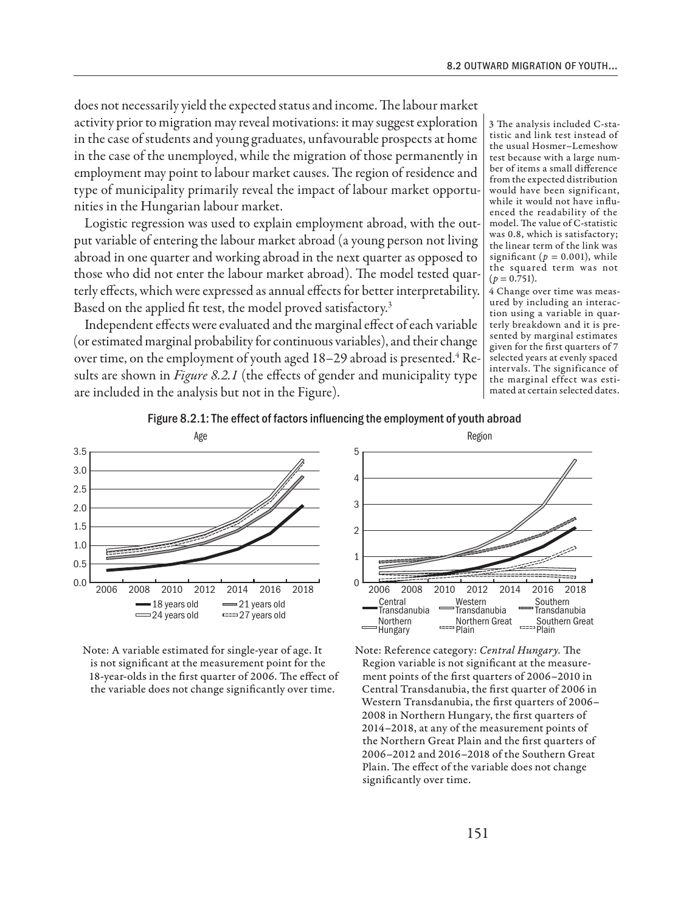does not necessarily yield the expected status and income. The labour market activity prior to migration may reveal motivations: it may suggest exploration in the case of students and young graduates, unfavourable prospects at home in the case of the unemployed, while the migration of those permanently in employment may point to labour market causes. The region of residence and type of municipality primarily reveal the impact of labour market opportunities in the Hungarian labour market.

Logistic regression was used to explain employment abroad, with the output variable of entering the labour market abroad (a young person not living abroad in one quarter and working abroad in the next quarter as opposed to those who did not enter the labour market abroad). The model tested quarterly effects, which were expressed as annual effects for better interpretability. Based on the applied fit test, the model proved satisfactory.[3]

Independent effects were evaluated and the marginal effect of each variable (or estimated marginal probability for continuous variables), and their change over time, on the employment of youth aged 18–29 abroad is presented.[4] Results are shown in *Figure 8.2.1* (the effects of gender and municipality type are included in the analysis but not in the Figure).

3 The analysis included C-statistic and link test instead of the usual Hosmer–Lemeshow test because with a large number of items a small difference from the expected distribution would have been significant, while it would not have influenced the readability of the model. The value of C-statistic was 0.8, which is satisfactory; the linear term of the link was significant ($p = 0.001$), while the squared term was not ($p = 0.751$).

4 Change over time was measured by including an interaction using a variable in quarterly breakdown and it is presented by marginal estimates given for the first quarters of 7 selected years at evenly spaced intervals. The significance of the marginal effect was estimated at certain selected dates.

**Figure 8.2.1: The effect of factors influencing the employment of youth abroad**

Age | Region

Note: A variable estimated for single-year of age. It is not significant at the measurement point for the 18-year-olds in the first quarter of 2006. The effect of the variable does not change significantly over time.

Note: Reference category: *Central Hungary.* The Region variable is not significant at the measurement points of the first quarters of 2006–2010 in Central Transdanubia, the first quarter of 2006 in Western Transdanubia, the first quarters of 2006–2008 in Northern Hungary, the first quarters of 2014–2018, at any of the measurement points of the Northern Great Plain and the first quarters of 2006–2012 and 2016–2018 of the Southern Great Plain. The effect of the variable does not change significantly over time.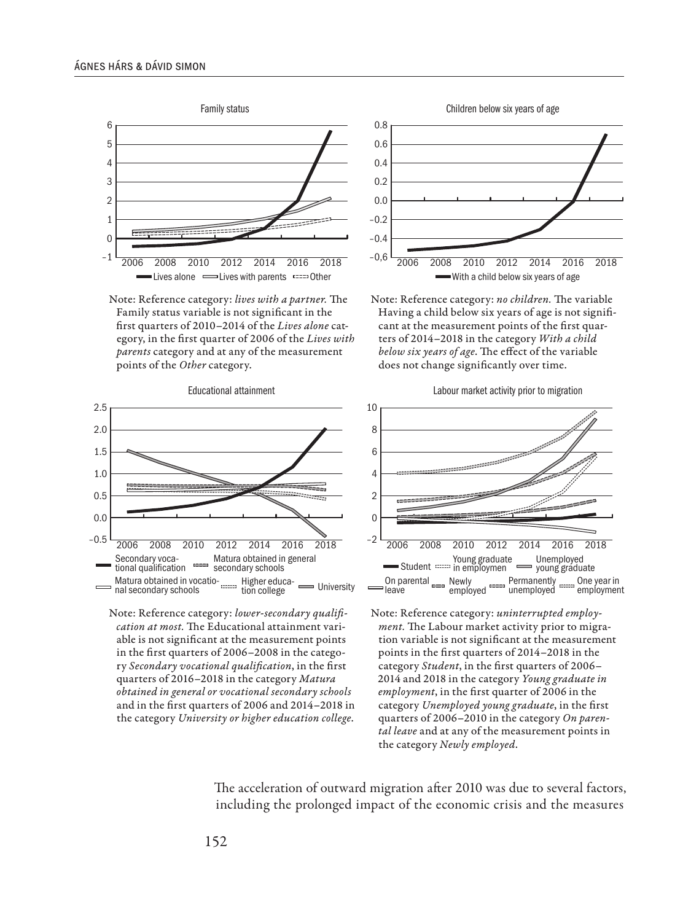Family status

Note: Reference category: *lives with a partner.* The Family status variable is not significant in the first quarters of 2010–2014 of the *Lives alone* category, in the first quarter of 2006 of the *Lives with parents* category and at any of the measurement points of the *Other* category.

Children below six years of age

Note: Reference category: *no children.* The variable Having a child below six years of age is not significant at the measurement points of the first quarters of 2014–2018 in the category *With a child below six years of age*. The effect of the variable does not change significantly over time.

Educational attainment

Note: Reference category: *lower-secondary qualification at most.* The Educational attainment variable is not significant at the measurement points in the first quarters of 2006–2008 in the category *Secondary vocational qualification*, in the first quarters of 2016–2018 in the category *Matura obtained in general or vocational secondary schools* and in the first quarters of 2006 and 2014–2018 in the category *University or higher education college*.

Labour market activity prior to migration

Note: Reference category: *uninterrupted employment.* The Labour market activity prior to migration variable is not significant at the measurement points in the first quarters of 2014–2018 in the category *Student*, in the first quarters of 2006–2014 and 2018 in the category *Young graduate in employment*, in the first quarter of 2006 in the category *Unemployed young graduate*, in the first quarters of 2006–2010 in the category *On parental leave* and at any of the measurement points in the category *Newly employed*.

The acceleration of outward migration after 2010 was due to several factors, including the prolonged impact of the economic crisis and the measures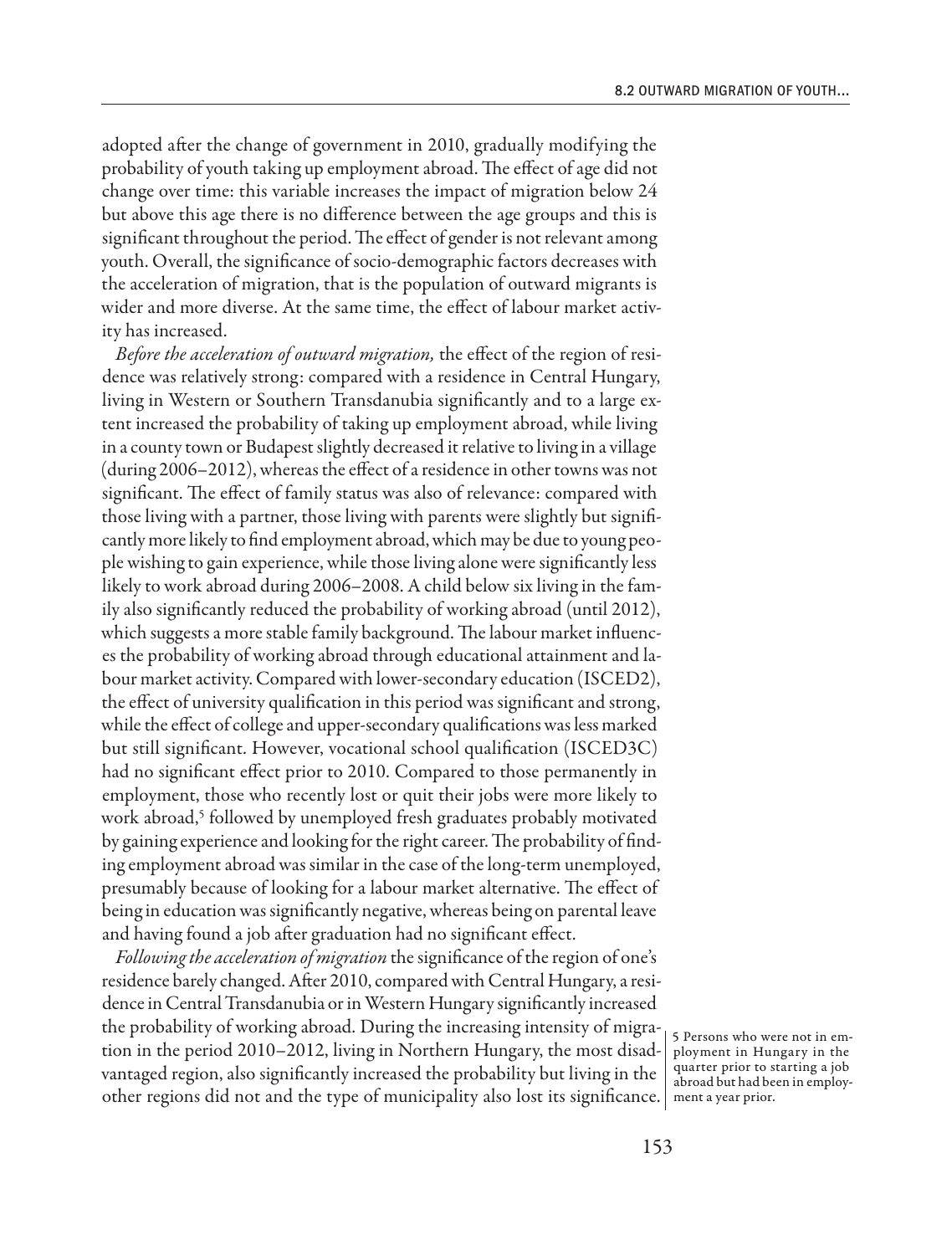adopted after the change of government in 2010, gradually modifying the probability of youth taking up employment abroad. The effect of age did not change over time: this variable increases the impact of migration below 24 but above this age there is no difference between the age groups and this is significant throughout the period. The effect of gender is not relevant among youth. Overall, the significance of socio-demographic factors decreases with the acceleration of migration, that is the population of outward migrants is wider and more diverse. At the same time, the effect of labour market activity has increased.

*Before the acceleration of outward migration,* the effect of the region of residence was relatively strong: compared with a residence in Central Hungary, living in Western or Southern Transdanubia significantly and to a large extent increased the probability of taking up employment abroad, while living in a county town or Budapest slightly decreased it relative to living in a village (during 2006–2012), whereas the effect of a residence in other towns was not significant. The effect of family status was also of relevance: compared with those living with a partner, those living with parents were slightly but significantly more likely to find employment abroad, which may be due to young people wishing to gain experience, while those living alone were significantly less likely to work abroad during 2006–2008. A child below six living in the family also significantly reduced the probability of working abroad (until 2012), which suggests a more stable family background. The labour market influences the probability of working abroad through educational attainment and labour market activity. Compared with lower-secondary education (ISCED2), the effect of university qualification in this period was significant and strong, while the effect of college and upper-secondary qualifications was less marked but still significant. However, vocational school qualification (ISCED3C) had no significant effect prior to 2010. Compared to those permanently in employment, those who recently lost or quit their jobs were more likely to work abroad,[5] followed by unemployed fresh graduates probably motivated by gaining experience and looking for the right career. The probability of finding employment abroad was similar in the case of the long-term unemployed, presumably because of looking for a labour market alternative. The effect of being in education was significantly negative, whereas being on parental leave and having found a job after graduation had no significant effect.

*Following the acceleration of migration* the significance of the region of one's residence barely changed. After 2010, compared with Central Hungary, a residence in Central Transdanubia or in Western Hungary significantly increased the probability of working abroad. During the increasing intensity of migration in the period 2010–2012, living in Northern Hungary, the most disadvantaged region, also significantly increased the probability but living in the other regions did not and the type of municipality also lost its significance.

5 Persons who were not in employment in Hungary in the quarter prior to starting a job abroad but had been in employment a year prior.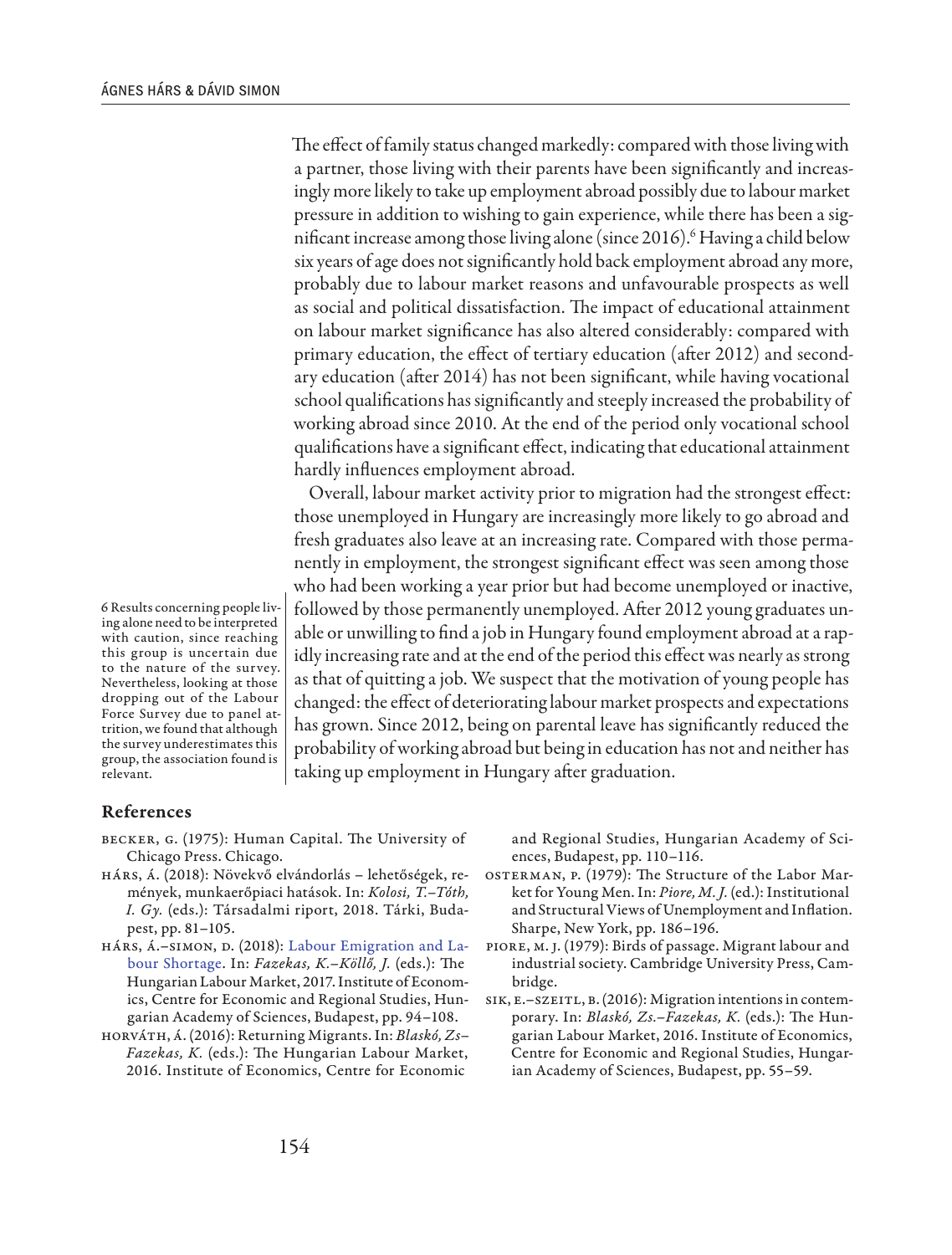The effect of family status changed markedly: compared with those living with a partner, those living with their parents have been significantly and increasingly more likely to take up employment abroad possibly due to labour market pressure in addition to wishing to gain experience, while there has been a significant increase among those living alone (since 2016).[6] Having a child below six years of age does not significantly hold back employment abroad any more, probably due to labour market reasons and unfavourable prospects as well as social and political dissatisfaction. The impact of educational attainment on labour market significance has also altered considerably: compared with primary education, the effect of tertiary education (after 2012) and secondary education (after 2014) has not been significant, while having vocational school qualifications has significantly and steeply increased the probability of working abroad since 2010. At the end of the period only vocational school qualifications have a significant effect, indicating that educational attainment hardly influences employment abroad.

Overall, labour market activity prior to migration had the strongest effect: those unemployed in Hungary are increasingly more likely to go abroad and fresh graduates also leave at an increasing rate. Compared with those permanently in employment, the strongest significant effect was seen among those who had been working a year prior but had become unemployed or inactive, followed by those permanently unemployed. After 2012 young graduates unable or unwilling to find a job in Hungary found employment abroad at a rapidly increasing rate and at the end of the period this effect was nearly as strong as that of quitting a job. We suspect that the motivation of young people has changed: the effect of deteriorating labour market prospects and expectations has grown. Since 2012, being on parental leave has significantly reduced the probability of working abroad but being in education has not and neither has taking up employment in Hungary after graduation.

6 Results concerning people living alone need to be interpreted with caution, since reaching this group is uncertain due to the nature of the survey. Nevertheless, looking at those dropping out of the Labour Force Survey due to panel attrition, we found that although the survey underestimates this group, the association found is relevant.

## References

Becker, G. (1975): Human Capital. The University of Chicago Press. Chicago.

Hárs, Á. (2018): Növekvő elvándorlás – lehetőségek, remények, munkaerőpiaci hatások. In: *Kolosi, T.–Tóth, I. Gy.* (eds.): Társadalmi riport, 2018. Tárki, Budapest, pp. 81–105.

Hárs, Á.–Simon, D. (2018): Labour Emigration and Labour Shortage. In: *Fazekas, K.–Köllő, J.* (eds.): The Hungarian Labour Market, 2017. Institute of Economics, Centre for Economic and Regional Studies, Hungarian Academy of Sciences, Budapest, pp. 94–108.

Horváth, Á. (2016): Returning Migrants. In: *Blaskó, Zs–Fazekas, K.* (eds.): The Hungarian Labour Market, 2016. Institute of Economics, Centre for Economic and Regional Studies, Hungarian Academy of Sciences, Budapest, pp. 110–116.

Osterman, P. (1979): The Structure of the Labor Market for Young Men. In: *Piore, M. J.* (ed.): Institutional and Structural Views of Unemployment and Inflation. Sharpe, New York, pp. 186–196.

Piore, M. J. (1979): Birds of passage. Migrant labour and industrial society. Cambridge University Press, Cambridge.

Sik, E.–Szeitl, B. (2016): Migration intentions in contemporary. In: *Blaskó, Zs.–Fazekas, K.* (eds.): The Hungarian Labour Market, 2016. Institute of Economics, Centre for Economic and Regional Studies, Hungarian Academy of Sciences, Budapest, pp. 55–59.